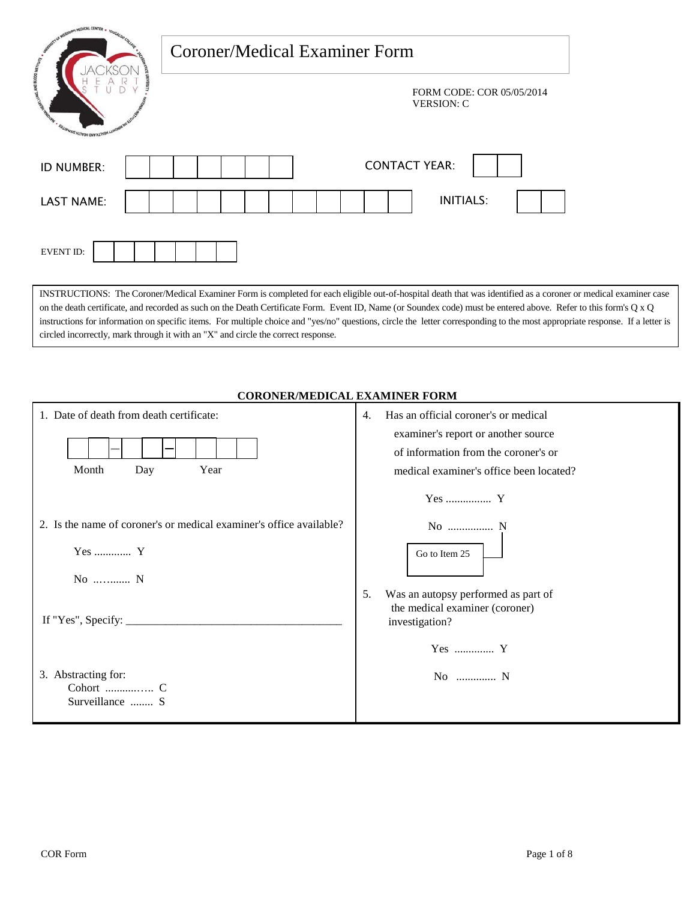# Coroner/Medical Examiner Form

FORM CODE: COR 05/05/2014
VERSION: C

ID NUMBER: ☐☐☐☐☐☐☐ CONTACT YEAR: ☐☐

LAST NAME: ☐☐☐☐☐☐☐☐☐☐☐☐ INITIALS: ☐☐

EVENT ID: ☐☐☐☐☐☐☐

INSTRUCTIONS: The Coroner/Medical Examiner Form is completed for each eligible out-of-hospital death that was identified as a coroner or medical examiner case on the death certificate, and recorded as such on the Death Certificate Form. Event ID, Name (or Soundex code) must be entered above. Refer to this form's Q x Q instructions for information on specific items. For multiple choice and "yes/no" questions, circle the letter corresponding to the most appropriate response. If a letter is circled incorrectly, mark through it with an "X" and circle the correct response.

## CORONER/MEDICAL EXAMINER FORM

1. Date of death from death certificate:

   ☐☐ – ☐☐ – ☐☐☐☐
   Month Day Year

2. Is the name of coroner's or medical examiner's office available?

   Yes ............. Y

   No ..…....... N

   If "Yes", Specify: ______________________________________

3. Abstracting for:

   Cohort ...........….. C

   Surveillance ........ S

4. Has an official coroner's or medical examiner's report or another source of information from the coroner's or medical examiner's office been located?

   Yes ................ Y

   No ................ N → Go to Item 25

5. Was an autopsy performed as part of the medical examiner (coroner) investigation?

   Yes ............. Y

   No ............. N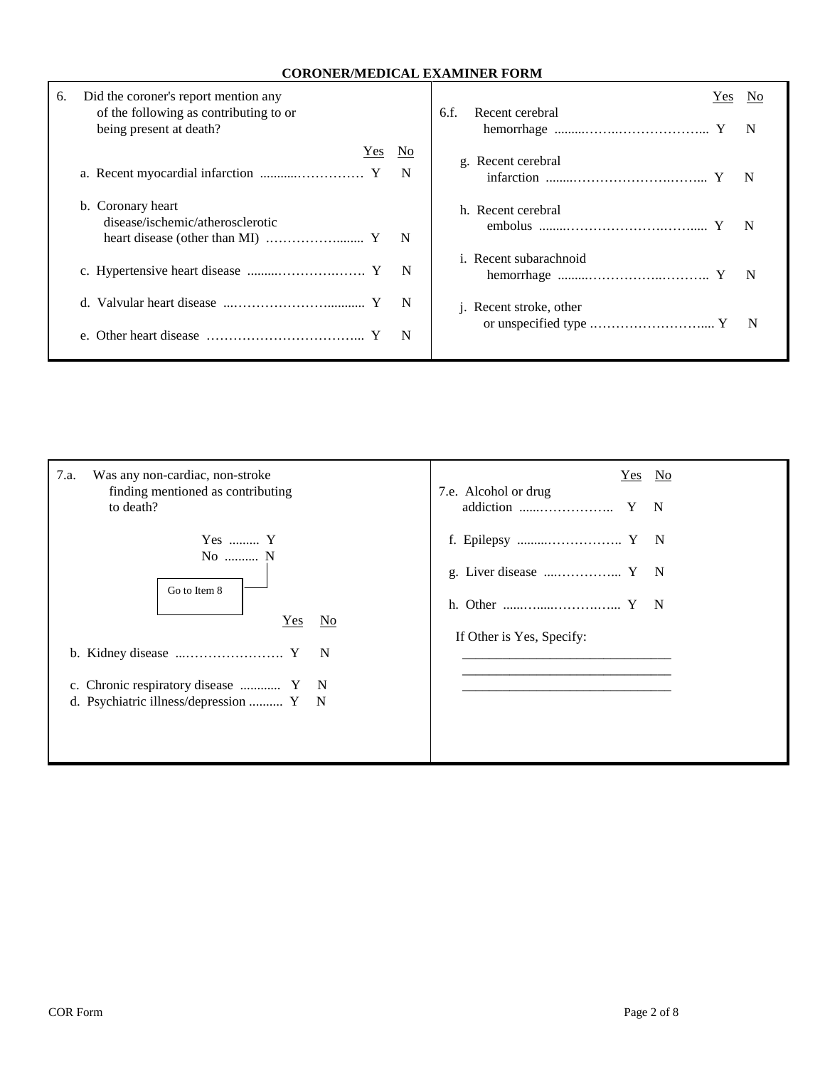## CORONER/MEDICAL EXAMINER FORM

6. Did the coroner's report mention any of the following as contributing to or being present at death?

| | Yes | No |
|---|---|---|
| a. Recent myocardial infarction | Y | N |
| b. Coronary heart disease/ischemic/atherosclerotic heart disease (other than MI) | Y | N |
| c. Hypertensive heart disease | Y | N |
| d. Valvular heart disease | Y | N |
| e. Other heart disease | Y | N |
| 6.f. Recent cerebral hemorrhage | Y | N |
| g. Recent cerebral infarction | Y | N |
| h. Recent cerebral embolus | Y | N |
| i. Recent subarachnoid hemorrhage | Y | N |
| j. Recent stroke, other or unspecified type | Y | N |

7.a. Was any non-cardiac, non-stroke finding mentioned as contributing to death?

Yes ......... Y
No .......... N → Go to Item 8

| | Yes | No |
|---|---|---|
| b. Kidney disease | Y | N |
| c. Chronic respiratory disease | Y | N |
| d. Psychiatric illness/depression | Y | N |
| 7.e. Alcohol or drug addiction | Y | N |
| f. Epilepsy | Y | N |
| g. Liver disease | Y | N |
| h. Other | Y | N |

If Other is Yes, Specify:

______________________________
______________________________
______________________________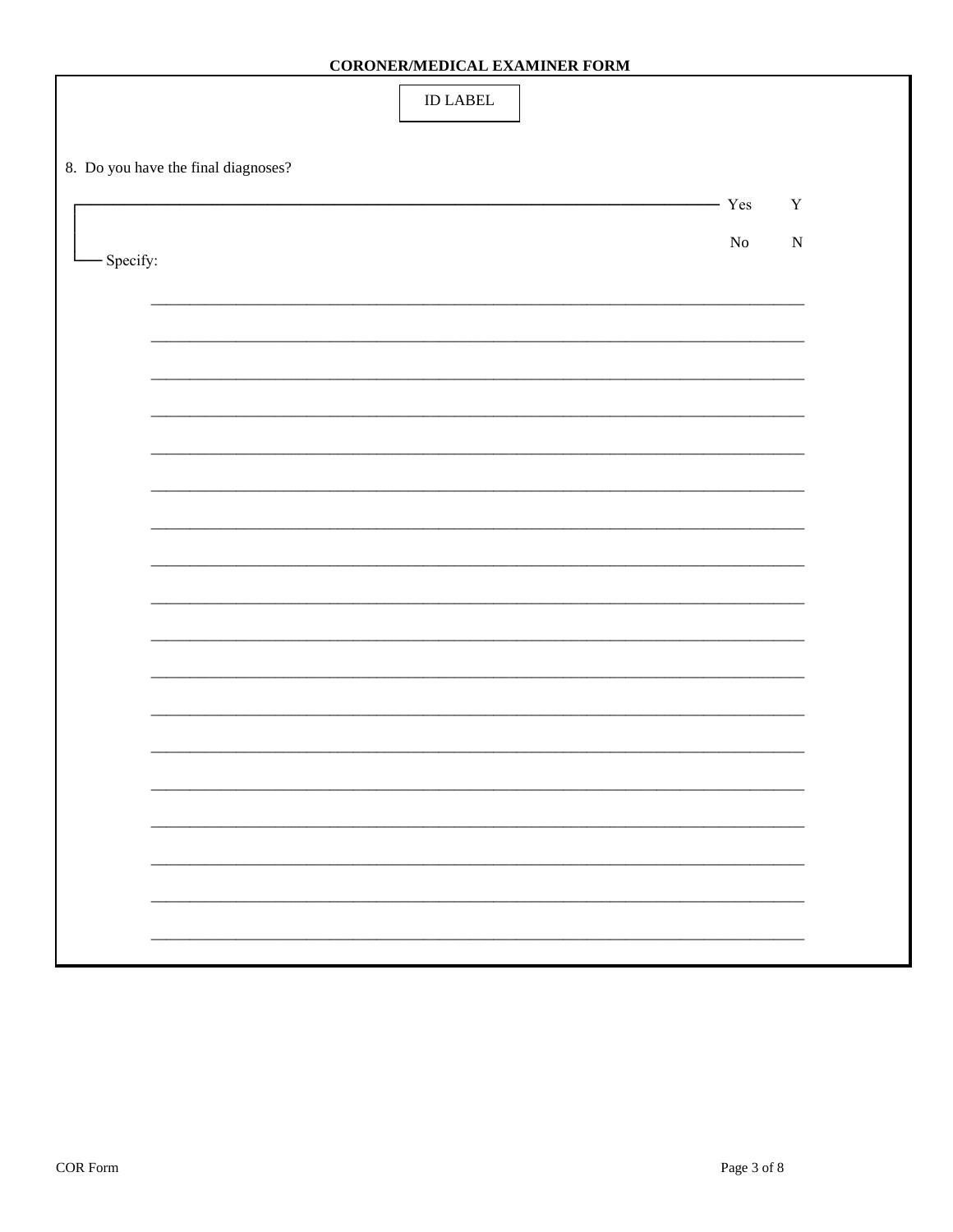**CORONER/MEDICAL EXAMINER FORM**

ID LABEL

8. Do you have the final diagnoses?

| | | |
|---|---|---|
| | Yes | Y |
| | No | N |

Specify:

\_\_\_\_\_\_\_\_\_\_\_\_\_\_\_\_\_\_\_\_\_\_\_\_\_\_\_\_\_\_\_\_\_\_\_\_\_\_\_\_\_\_\_\_\_\_\_\_\_\_\_\_\_\_\_\_\_\_\_\_\_\_\_\_\_\_\_\_\_\_\_\_

\_\_\_\_\_\_\_\_\_\_\_\_\_\_\_\_\_\_\_\_\_\_\_\_\_\_\_\_\_\_\_\_\_\_\_\_\_\_\_\_\_\_\_\_\_\_\_\_\_\_\_\_\_\_\_\_\_\_\_\_\_\_\_\_\_\_\_\_\_\_\_\_

\_\_\_\_\_\_\_\_\_\_\_\_\_\_\_\_\_\_\_\_\_\_\_\_\_\_\_\_\_\_\_\_\_\_\_\_\_\_\_\_\_\_\_\_\_\_\_\_\_\_\_\_\_\_\_\_\_\_\_\_\_\_\_\_\_\_\_\_\_\_\_\_

\_\_\_\_\_\_\_\_\_\_\_\_\_\_\_\_\_\_\_\_\_\_\_\_\_\_\_\_\_\_\_\_\_\_\_\_\_\_\_\_\_\_\_\_\_\_\_\_\_\_\_\_\_\_\_\_\_\_\_\_\_\_\_\_\_\_\_\_\_\_\_\_

\_\_\_\_\_\_\_\_\_\_\_\_\_\_\_\_\_\_\_\_\_\_\_\_\_\_\_\_\_\_\_\_\_\_\_\_\_\_\_\_\_\_\_\_\_\_\_\_\_\_\_\_\_\_\_\_\_\_\_\_\_\_\_\_\_\_\_\_\_\_\_\_

\_\_\_\_\_\_\_\_\_\_\_\_\_\_\_\_\_\_\_\_\_\_\_\_\_\_\_\_\_\_\_\_\_\_\_\_\_\_\_\_\_\_\_\_\_\_\_\_\_\_\_\_\_\_\_\_\_\_\_\_\_\_\_\_\_\_\_\_\_\_\_\_

\_\_\_\_\_\_\_\_\_\_\_\_\_\_\_\_\_\_\_\_\_\_\_\_\_\_\_\_\_\_\_\_\_\_\_\_\_\_\_\_\_\_\_\_\_\_\_\_\_\_\_\_\_\_\_\_\_\_\_\_\_\_\_\_\_\_\_\_\_\_\_\_

\_\_\_\_\_\_\_\_\_\_\_\_\_\_\_\_\_\_\_\_\_\_\_\_\_\_\_\_\_\_\_\_\_\_\_\_\_\_\_\_\_\_\_\_\_\_\_\_\_\_\_\_\_\_\_\_\_\_\_\_\_\_\_\_\_\_\_\_\_\_\_\_

\_\_\_\_\_\_\_\_\_\_\_\_\_\_\_\_\_\_\_\_\_\_\_\_\_\_\_\_\_\_\_\_\_\_\_\_\_\_\_\_\_\_\_\_\_\_\_\_\_\_\_\_\_\_\_\_\_\_\_\_\_\_\_\_\_\_\_\_\_\_\_\_

\_\_\_\_\_\_\_\_\_\_\_\_\_\_\_\_\_\_\_\_\_\_\_\_\_\_\_\_\_\_\_\_\_\_\_\_\_\_\_\_\_\_\_\_\_\_\_\_\_\_\_\_\_\_\_\_\_\_\_\_\_\_\_\_\_\_\_\_\_\_\_\_

\_\_\_\_\_\_\_\_\_\_\_\_\_\_\_\_\_\_\_\_\_\_\_\_\_\_\_\_\_\_\_\_\_\_\_\_\_\_\_\_\_\_\_\_\_\_\_\_\_\_\_\_\_\_\_\_\_\_\_\_\_\_\_\_\_\_\_\_\_\_\_\_

\_\_\_\_\_\_\_\_\_\_\_\_\_\_\_\_\_\_\_\_\_\_\_\_\_\_\_\_\_\_\_\_\_\_\_\_\_\_\_\_\_\_\_\_\_\_\_\_\_\_\_\_\_\_\_\_\_\_\_\_\_\_\_\_\_\_\_\_\_\_\_\_

\_\_\_\_\_\_\_\_\_\_\_\_\_\_\_\_\_\_\_\_\_\_\_\_\_\_\_\_\_\_\_\_\_\_\_\_\_\_\_\_\_\_\_\_\_\_\_\_\_\_\_\_\_\_\_\_\_\_\_\_\_\_\_\_\_\_\_\_\_\_\_\_

\_\_\_\_\_\_\_\_\_\_\_\_\_\_\_\_\_\_\_\_\_\_\_\_\_\_\_\_\_\_\_\_\_\_\_\_\_\_\_\_\_\_\_\_\_\_\_\_\_\_\_\_\_\_\_\_\_\_\_\_\_\_\_\_\_\_\_\_\_\_\_\_

\_\_\_\_\_\_\_\_\_\_\_\_\_\_\_\_\_\_\_\_\_\_\_\_\_\_\_\_\_\_\_\_\_\_\_\_\_\_\_\_\_\_\_\_\_\_\_\_\_\_\_\_\_\_\_\_\_\_\_\_\_\_\_\_\_\_\_\_\_\_\_\_

\_\_\_\_\_\_\_\_\_\_\_\_\_\_\_\_\_\_\_\_\_\_\_\_\_\_\_\_\_\_\_\_\_\_\_\_\_\_\_\_\_\_\_\_\_\_\_\_\_\_\_\_\_\_\_\_\_\_\_\_\_\_\_\_\_\_\_\_\_\_\_\_

\_\_\_\_\_\_\_\_\_\_\_\_\_\_\_\_\_\_\_\_\_\_\_\_\_\_\_\_\_\_\_\_\_\_\_\_\_\_\_\_\_\_\_\_\_\_\_\_\_\_\_\_\_\_\_\_\_\_\_\_\_\_\_\_\_\_\_\_\_\_\_\_

\_\_\_\_\_\_\_\_\_\_\_\_\_\_\_\_\_\_\_\_\_\_\_\_\_\_\_\_\_\_\_\_\_\_\_\_\_\_\_\_\_\_\_\_\_\_\_\_\_\_\_\_\_\_\_\_\_\_\_\_\_\_\_\_\_\_\_\_\_\_\_\_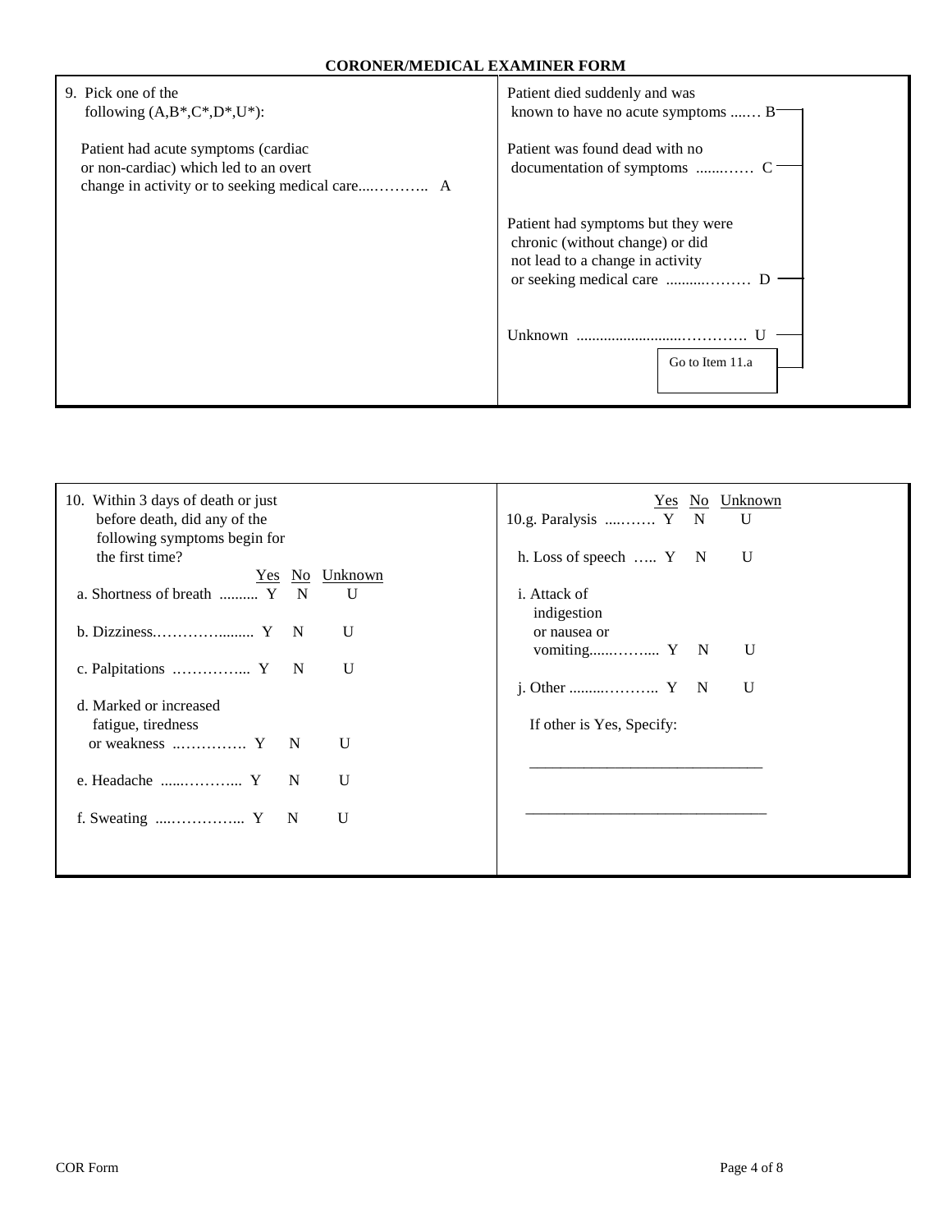**CORONER/MEDICAL EXAMINER FORM**

9. Pick one of the following (A,B*,C*,D*,U*):

Patient had acute symptoms (cardiac or non-cardiac) which led to an overt change in activity or to seeking medical care....……….. A

Patient died suddenly and was known to have no acute symptoms ...…. B

Patient was found dead with no documentation of symptoms .......…… C

Patient had symptoms but they were chronic (without change) or did not lead to a change in activity or seeking medical care ..........……… D

Unknown ..........................…………. U

*Go to Item 11.a*

10. Within 3 days of death or just before death, did any of the following symptoms begin for the first time?

| | Yes | No | Unknown |
|---|---|---|---|
| a. Shortness of breath .......... | Y | N | U |
| b. Dizziness.……………......... | Y | N | U |
| c. Palpitations ……………... | Y | N | U |
| d. Marked or increased fatigue, tiredness or weakness ..…………. | Y | N | U |
| e. Headache ......………... | Y | N | U |
| f. Sweating ....…………... | Y | N | U |
| g. Paralysis ....……. | Y | N | U |
| h. Loss of speech ….. | Y | N | U |
| i. Attack of indigestion or nausea or vomiting......……... | Y | N | U |
| j. Other .........……….. | Y | N | U |

If other is Yes, Specify:

______________________________

______________________________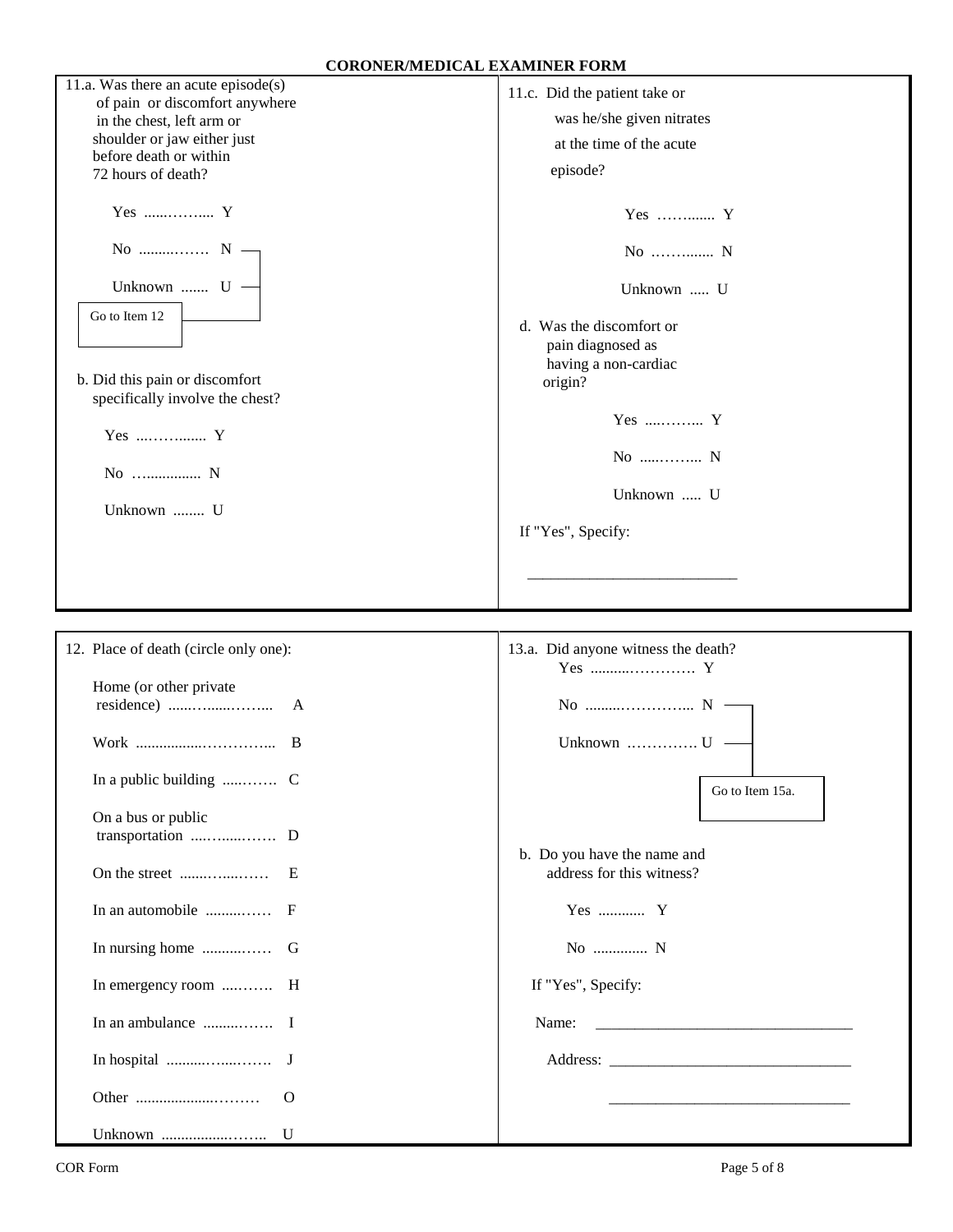# CORONER/MEDICAL EXAMINER FORM

11.a. Was there an acute episode(s) of pain or discomfort anywhere in the chest, left arm or shoulder or jaw either just before death or within 72 hours of death?

- Yes .............. Y
- No .............. N
- Unknown ....... U

(If No or Unknown: Go to Item 12)

b. Did this pain or discomfort specifically involve the chest?

- Yes .............. Y
- No .............. N
- Unknown ........ U

11.c. Did the patient take or was he/she given nitrates at the time of the acute episode?

- Yes .............. Y
- No .............. N
- Unknown ..... U

d. Was the discomfort or pain diagnosed as having a non-cardiac origin?

- Yes .............. Y
- No .............. N
- Unknown ..... U

If "Yes", Specify:

___________________________

12. Place of death (circle only one):

- Home (or other private residence) .................. A
- Work .................................. B
- In a public building .............. C
- On a bus or public transportation .................. D
- On the street .................. E
- In an automobile .............. F
- In nursing home .............. G
- In emergency room .............. H
- In an ambulance .............. I
- In hospital .................. J
- Other .................. O
- Unknown .................. U

13.a. Did anyone witness the death?

- Yes ........................ Y
- No ........................ N
- Unknown .............. U

(If No or Unknown: Go to Item 15a.)

b. Do you have the name and address for this witness?

- Yes ............ Y
- No .............. N

If "Yes", Specify:

Name: _________________________________

Address: _______________________________

_______________________________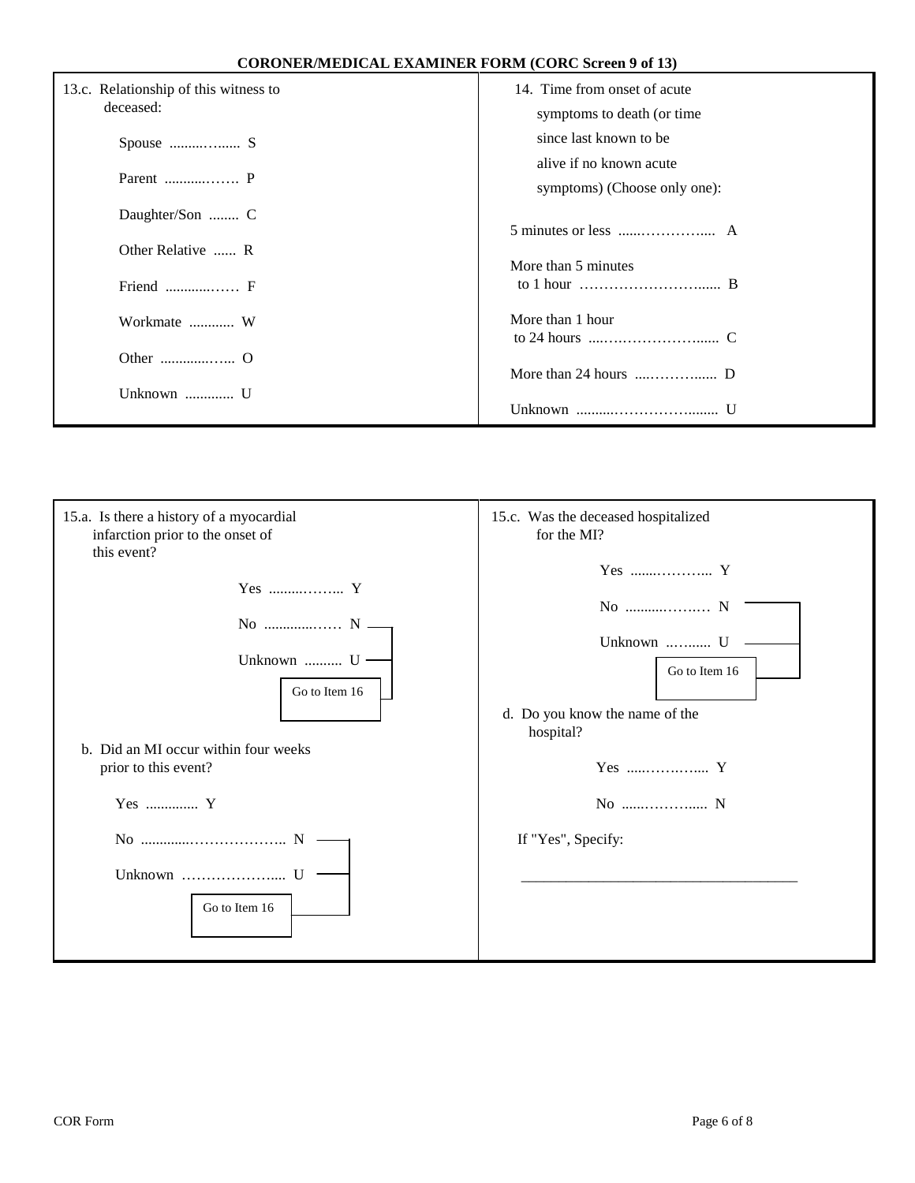**CORONER/MEDICAL EXAMINER FORM (CORC Screen 9 of 13)**

13.c. Relationship of this witness to deceased:

- Spouse .................. S
- Parent .................. P
- Daughter/Son ........ C
- Other Relative ...... R
- Friend .................. F
- Workmate ............ W
- Other .................. O
- Unknown ............. U

14. Time from onset of acute symptoms to death (or time since last known to be alive if no known acute symptoms) (Choose only one):

- 5 minutes or less ........................ A
- More than 5 minutes to 1 hour ........................ B
- More than 1 hour to 24 hours ........................ C
- More than 24 hours ........................ D
- Unknown ........................ U

15.a. Is there a history of a myocardial infarction prior to the onset of this event?

- Yes .................. Y
- No .................. N → Go to Item 16
- Unknown .......... U → Go to Item 16

b. Did an MI occur within four weeks prior to this event?

- Yes .............. Y
- No .............................. N → Go to Item 16
- Unknown ...................... U → Go to Item 16

15.c. Was the deceased hospitalized for the MI?

- Yes .................. Y
- No .................. N → Go to Item 16
- Unknown .......... U → Go to Item 16

d. Do you know the name of the hospital?

- Yes .................. Y
- No .................. N

If "Yes", Specify:

______________________________________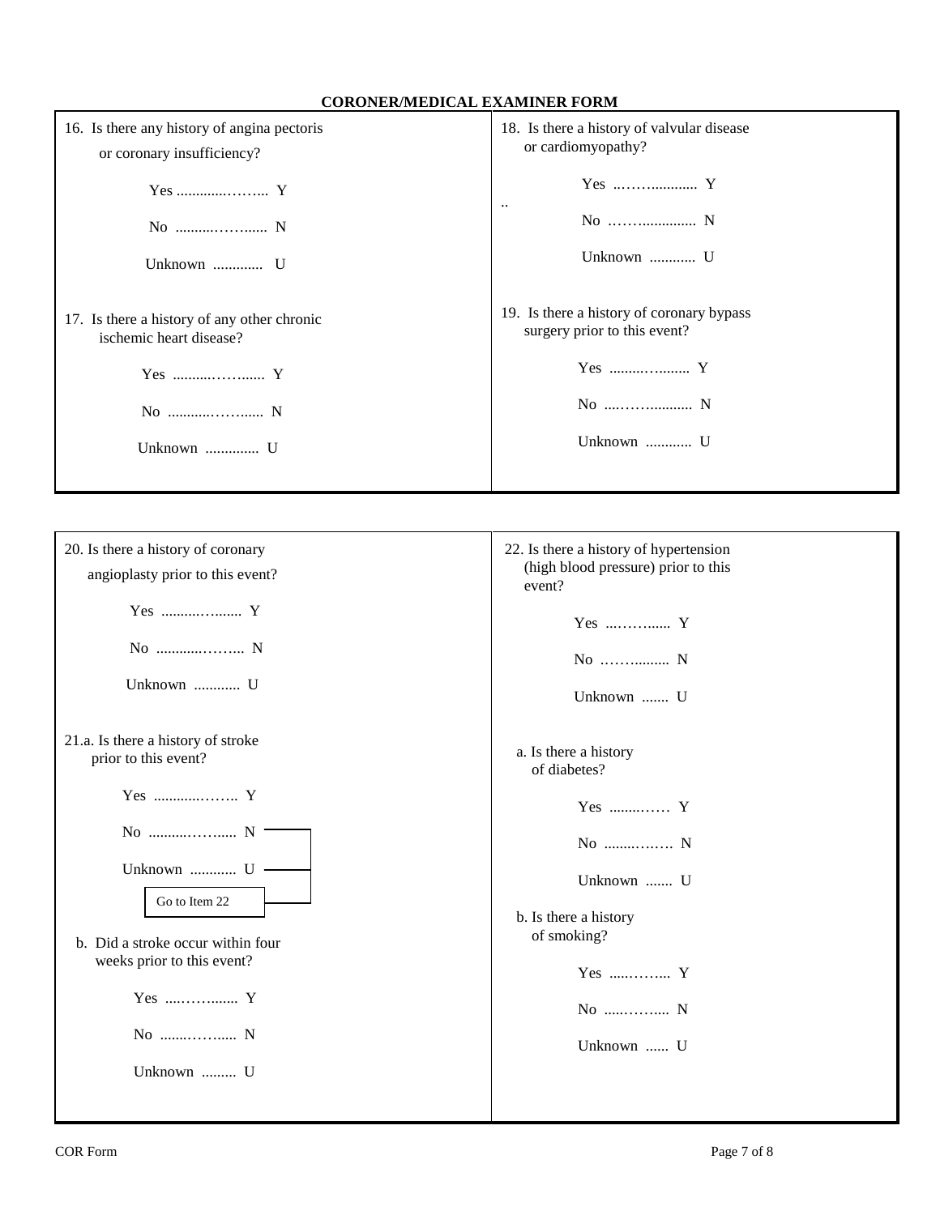**CORONER/MEDICAL EXAMINER FORM**

16. Is there any history of angina pectoris or coronary insufficiency?

Yes ............……... Y

No ..........……...... N

Unknown ............. U

17. Is there a history of any other chronic ischemic heart disease?

Yes ..........……...... Y

No ...........……...... N

Unknown .............. U

18. Is there a history of valvular disease or cardiomyopathy?

Yes ...……............ Y

No ……............... N

Unknown ............ U

19. Is there a history of coronary bypass surgery prior to this event?

Yes .........…......... Y

No ....……........... N

Unknown ............ U

20. Is there a history of coronary angioplasty prior to this event?

Yes ..........…...... Y

No ............……... N

Unknown ............ U

21.a. Is there a history of stroke prior to this event?

Yes ............…….. Y

No ..........……..... N

Unknown ............ U

(If No or Unknown: Go to Item 22)

b. Did a stroke occur within four weeks prior to this event?

Yes ....……....... Y

No .......……..... N

Unknown ......... U

22. Is there a history of hypertension (high blood pressure) prior to this event?

Yes ...……...... Y

No ……......... N

Unknown ....... U

a. Is there a history of diabetes?

Yes ........…… Y

No ........……. N

Unknown ....... U

b. Is there a history of smoking?

Yes .....……... Y

No .....……..... N

Unknown ...... U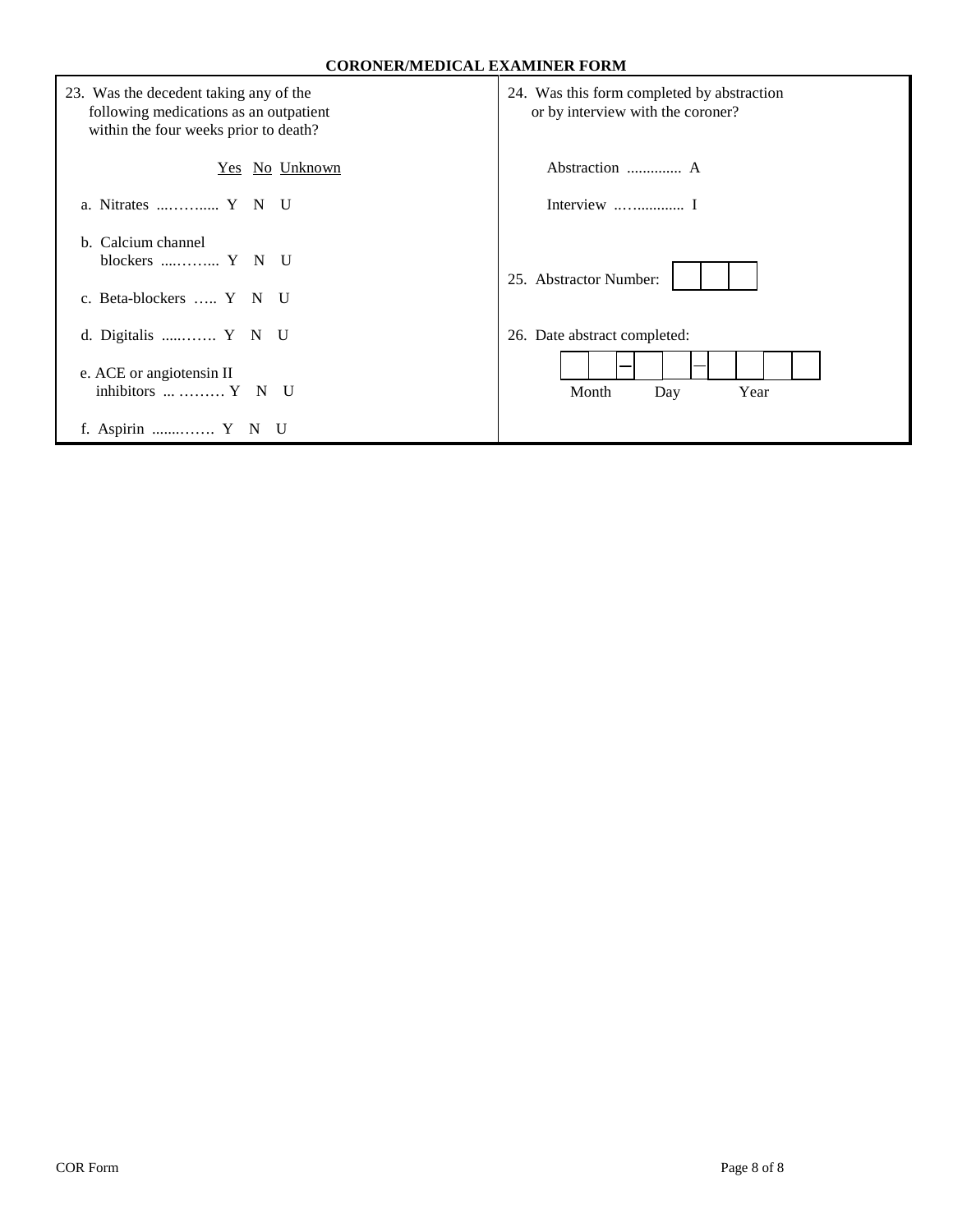**CORONER/MEDICAL EXAMINER FORM**

23. Was the decedent taking any of the following medications as an outpatient within the four weeks prior to death?

| | Yes | No | Unknown |
|---|---|---|---|
| a. Nitrates ....……..... | Y | N | U |
| b. Calcium channel blockers ....…….... | Y | N | U |
| c. Beta-blockers ….. | Y | N | U |
| d. Digitalis .....……. | Y | N | U |
| e. ACE or angiotensin II inhibitors ... ……… | Y | N | U |
| f. Aspirin .......……. | Y | N | U |

24. Was this form completed by abstraction or by interview with the coroner?

Abstraction .............. A

Interview ..…........... I

25. Abstractor Number: [ ][ ][ ]

26. Date abstract completed:

[ ][ ] – [ ][ ] – [ ][ ][ ][ ]

Month Day Year